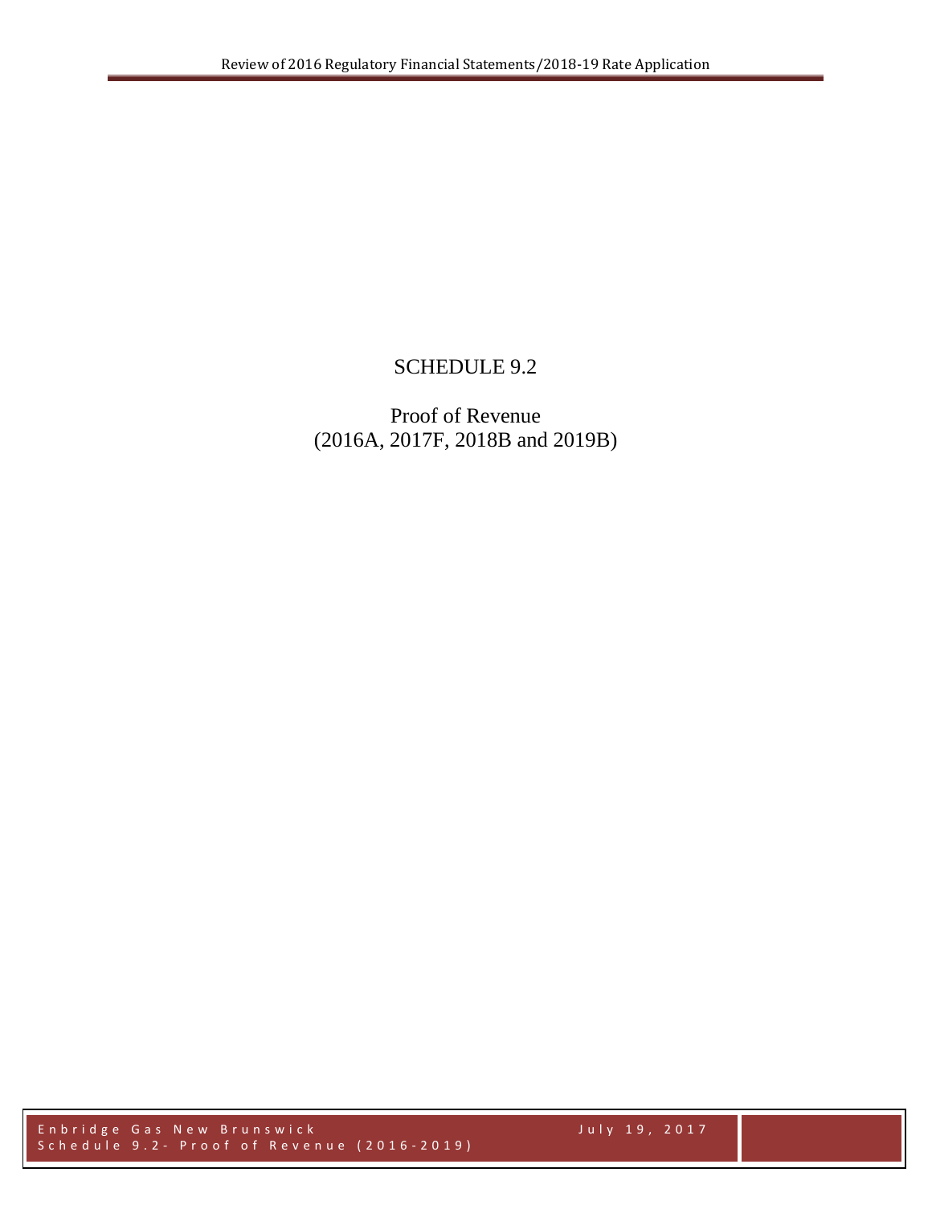# SCHEDULE 9.2

## Proof of Revenue
## (2016A, 2017F, 2018B and 2019B)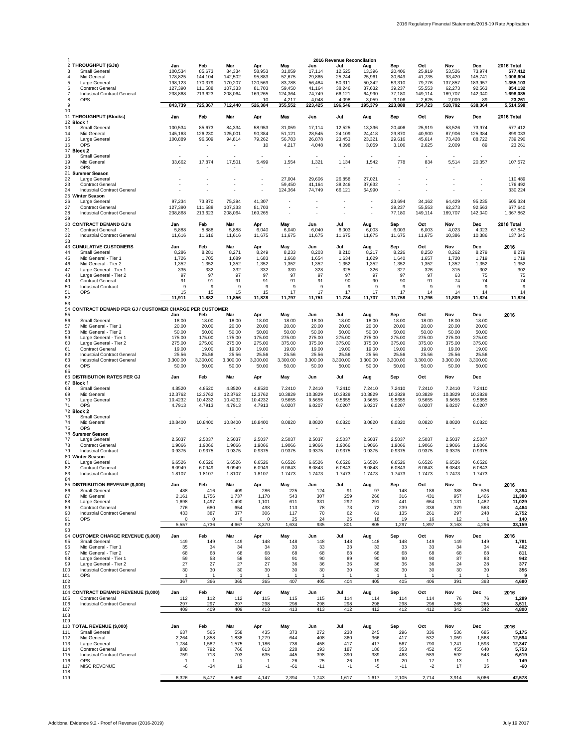## 2016 Revenue Reconciliation

| # | | Jan | Feb | Mar | Apr | May | Jun | Jul | Aug | Sep | Oct | Nov | Dec | 2016 Total |
|---|---|---|---|---|---|---|---|---|---|---|---|---|---|---|
| 2 | **THROUGHPUT (GJs)** | Jan | Feb | Mar | Apr | May | Jun | Jul | Aug | Sep | Oct | Nov | Dec | 2016 Total |
| 3 | Small General | 100,534 | 85,673 | 84,334 | 58,953 | 31,059 | 17,114 | 12,525 | 13,396 | 20,406 | 25,919 | 53,526 | 73,974 | 577,412 |
| 4 | Mid General | 178,825 | 144,104 | 142,502 | 95,883 | 52,675 | 29,865 | 25,244 | 25,961 | 30,649 | 41,735 | 93,420 | 145,741 | 1,006,604 |
| 5 | Large General | 198,123 | 170,379 | 170,207 | 120,569 | 83,788 | 56,484 | 50,311 | 50,342 | 53,310 | 79,776 | 137,857 | 183,957 | 1,355,103 |
| 6 | Contract General | 127,390 | 111,588 | 107,333 | 81,703 | 59,450 | 41,164 | 38,246 | 37,632 | 39,237 | 55,553 | 62,273 | 92,563 | 854,132 |
| 7 | Industrial Contract General | 238,868 | 213,623 | 208,064 | 169,265 | 124,364 | 74,749 | 66,121 | 64,990 | 77,180 | 149,114 | 169,707 | 142,040 | 1,698,085 |
| 8 | OPS | - | - | - | 10 | 4,217 | 4,048 | 4,098 | 3,059 | 3,106 | 2,625 | 2,009 | 89 | 23,261 |
| 9 | | 843,739 | 725,367 | 712,440 | 526,384 | 355,552 | 223,425 | 196,546 | 195,379 | 223,888 | 354,723 | 518,792 | 638,364 | 5,514,598 |
| 10 | | | | | | | | | | | | | | |
| 11 | **THROUGHPUT (Blocks)** | Jan | Feb | Mar | Apr | May | Jun | Jul | Aug | Sep | Oct | Nov | Dec | 2016 Total |
| 12 | **Block 1** | | | | | | | | | | | | | |
| 13 | Small General | 100,534 | 85,673 | 84,334 | 58,953 | 31,059 | 17,114 | 12,525 | 13,396 | 20,406 | 25,919 | 53,526 | 73,974 | 577,412 |
| 14 | Mid General | 145,163 | 126,230 | 125,001 | 90,384 | 51,121 | 28,545 | 24,109 | 24,418 | 29,870 | 40,900 | 87,906 | 125,384 | 899,033 |
| 15 | Large General | 100,889 | 96,509 | 94,814 | 79,262 | 56,783 | 26,878 | 23,453 | 23,321 | 29,616 | 45,614 | 73,428 | 88,722 | 739,290 |
| 16 | OPS | - | - | - | 10 | 4,217 | 4,048 | 4,098 | 3,059 | 3,106 | 2,625 | 2,009 | 89 | 23,261 |
| 17 | **Block 2** | | | | | | | | | | | | | |
| 18 | Small General | - | - | - | - | - | - | - | - | - | - | - | - | - |
| 19 | Mid General | 33,662 | 17,874 | 17,501 | 5,499 | 1,554 | 1,321 | 1,134 | 1,542 | 778 | 834 | 5,514 | 20,357 | 107,572 |
| 20 | OPS | - | - | - | - | - | - | - | - | - | - | - | - | - |
| 21 | **Summer Season** | | | | | | | | | | | | | |
| 22 | Large General | - | - | - | - | 27,004 | 29,606 | 26,858 | 27,021 | - | - | - | - | 110,489 |
| 23 | Contract General | - | - | - | - | 59,450 | 41,164 | 38,246 | 37,632 | - | - | - | - | 176,492 |
| 24 | Industrial Contract General | - | - | - | - | 124,364 | 74,749 | 66,121 | 64,990 | - | - | - | - | 330,224 |
| 25 | **Winter Season** | | | | | | | | | | | | | |
| 26 | Large General | 97,234 | 73,870 | 75,394 | 41,307 | - | - | - | - | 23,694 | 34,162 | 64,429 | 95,235 | 505,324 |
| 27 | Contract General | 127,390 | 111,588 | 107,333 | 81,703 | - | - | - | - | 39,237 | 55,553 | 62,273 | 92,563 | 677,640 |
| 28 | Industrial Contract General | 238,868 | 213,623 | 208,064 | 169,265 | - | - | - | - | 77,180 | 149,114 | 169,707 | 142,040 | 1,367,862 |
| 29 | | | | | | | | | | | | | | |
| 30 | **CONTRACT DEMAND GJ's** | Jan | Feb | Mar | Apr | May | Jun | Jul | Aug | Sep | Oct | Nov | Dec | 2016 Total |
| 31 | Contract General | 5,888 | 5,888 | 5,888 | 6,040 | 6,040 | 6,040 | 6,003 | 6,003 | 6,003 | 6,003 | 4,023 | 4,023 | 67,842 |
| 32 | Industrial Contract General | 11,616 | 11,616 | 11,616 | 11,675 | 11,675 | 11,675 | 11,675 | 11,675 | 11,675 | 11,675 | 10,386 | 10,386 | 137,345 |
| 33 | | | | | | | | | | | | | | |
| 43 | **CUMULATIVE CUSTOMERS** | Jan | Feb | Mar | Apr | May | Jun | Jul | Aug | Sep | Oct | Nov | Dec | 2016 |
| 44 | Small General | 8,286 | 8,281 | 8,271 | 8,249 | 8,233 | 8,203 | 8,210 | 8,217 | 8,226 | 8,250 | 8,262 | 8,279 | 8,279 |
| 45 | Mid General - Tier 1 | 1,726 | 1,705 | 1,689 | 1,683 | 1,668 | 1,654 | 1,634 | 1,629 | 1,640 | 1,657 | 1,720 | 1,719 | 1,719 |
| 46 | Mid General - Tier 2 | 1,352 | 1,352 | 1,352 | 1,352 | 1,352 | 1,352 | 1,352 | 1,352 | 1,352 | 1,352 | 1,352 | 1,352 | 1,352 |
| 47 | Large General - Tier 1 | 335 | 332 | 332 | 332 | 330 | 328 | 325 | 326 | 327 | 326 | 315 | 302 | 302 |
| 48 | Large General - Tier 2 | 97 | 97 | 97 | 97 | 97 | 97 | 97 | 97 | 97 | 97 | 63 | 75 | 75 |
| 49 | Contract General | 91 | 91 | 91 | 91 | 91 | 91 | 90 | 90 | 90 | 91 | 74 | 74 | 74 |
| 50 | Industrial Contract | 9 | 9 | 9 | 9 | 9 | 9 | 9 | 9 | 9 | 9 | 9 | 9 | 9 |
| 51 | OPS | 15 | 15 | 15 | 15 | 17 | 17 | 17 | 17 | 17 | 14 | 14 | 14 | 14 |
| 52 | | 11,911 | 11,882 | 11,856 | 11,828 | 11,797 | 11,751 | 11,734 | 11,737 | 11,758 | 11,796 | 11,809 | 11,824 | 11,824 |
| 53 | | | | | | | | | | | | | | |
| 54 | **CONTRACT DEMAND PER GJ / CUSTOMER CHARGE PER CUSTOMER** | | | | | | | | | | | | | |
| 55 | | Jan | Feb | Mar | Apr | May | Jun | Jul | Aug | Sep | Oct | Nov | Dec | 2016 |
| 56 | Small General | 18.00 | 18.00 | 18.00 | 18.00 | 18.00 | 18.00 | 18.00 | 18.00 | 18.00 | 18.00 | 18.00 | 18.00 | |
| 57 | Mid General - Tier 1 | 20.00 | 20.00 | 20.00 | 20.00 | 20.00 | 20.00 | 20.00 | 20.00 | 20.00 | 20.00 | 20.00 | 20.00 | |
| 58 | Mid General - Tier 2 | 50.00 | 50.00 | 50.00 | 50.00 | 50.00 | 50.00 | 50.00 | 50.00 | 50.00 | 50.00 | 50.00 | 50.00 | |
| 59 | Large General - Tier 1 | 175.00 | 175.00 | 175.00 | 175.00 | 275.00 | 275.00 | 275.00 | 275.00 | 275.00 | 275.00 | 275.00 | 275.00 | |
| 60 | Large General - Tier 2 | 275.00 | 275.00 | 275.00 | 275.00 | 375.00 | 375.00 | 375.00 | 375.00 | 375.00 | 375.00 | 375.00 | 375.00 | |
| 61 | Contract General | 19.00 | 19.00 | 19.00 | 19.00 | 19.00 | 19.00 | 19.00 | 19.00 | 19.00 | 19.00 | 19.00 | 19.00 | |
| 62 | Industrial Contract General | 25.56 | 25.56 | 25.56 | 25.56 | 25.56 | 25.56 | 25.56 | 25.56 | 25.56 | 25.56 | 25.56 | 25.56 | |
| 63 | Industrial Contract General | 3,300.00 | 3,300.00 | 3,300.00 | 3,300.00 | 3,300.00 | 3,300.00 | 3,300.00 | 3,300.00 | 3,300.00 | 3,300.00 | 3,300.00 | 3,300.00 | |
| 64 | OPS | 50.00 | 50.00 | 50.00 | 50.00 | 50.00 | 50.00 | 50.00 | 50.00 | 50.00 | 50.00 | 50.00 | 50.00 | |
| 65 | | | | | | | | | | | | | | |
| 66 | **DISTRIBUTION RATES PER GJ** | Jan | Feb | Mar | Apr | May | Jun | Jul | Aug | Sep | Oct | Nov | Dec | |
| 67 | **Block 1** | | | | | | | | | | | | | |
| 68 | Small General | 4.8520 | 4.8520 | 4.8520 | 4.8520 | 7.2410 | 7.2410 | 7.2410 | 7.2410 | 7.2410 | 7.2410 | 7.2410 | 7.2410 | |
| 69 | Mid General | 12.3762 | 12.3762 | 12.3762 | 12.3762 | 10.3829 | 10.3829 | 10.3829 | 10.3829 | 10.3829 | 10.3829 | 10.3829 | 10.3829 | |
| 70 | Large General | 10.4232 | 10.4232 | 10.4232 | 10.4232 | 9.5655 | 9.5655 | 9.5655 | 9.5655 | 9.5655 | 9.5655 | 9.5655 | 9.5655 | |
| 71 | OPS | 4.7913 | 4.7913 | 4.7913 | 4.7913 | 6.0207 | 6.0207 | 6.0207 | 6.0207 | 6.0207 | 6.0207 | 6.0207 | 6.0207 | |
| 72 | **Block 2** | | | | | | | | | | | | | |
| 73 | Small General | - | - | - | - | - | - | - | - | - | - | - | - | |
| 74 | Mid General | 10.8400 | 10.8400 | 10.8400 | 10.8400 | 8.0820 | 8.0820 | 8.0820 | 8.0820 | 8.0820 | 8.0820 | 8.0820 | 8.0820 | |
| 75 | OPS | - | - | - | - | - | - | - | - | - | - | - | - | |
| 76 | **Summer Season** | | | | | | | | | | | | | |
| 77 | Large General | 2.5037 | 2.5037 | 2.5037 | 2.5037 | 2.5037 | 2.5037 | 2.5037 | 2.5037 | 2.5037 | 2.5037 | 2.5037 | 2.5037 | |
| 78 | Contract General | 1.9066 | 1.9066 | 1.9066 | 1.9066 | 1.9066 | 1.9066 | 1.9066 | 1.9066 | 1.9066 | 1.9066 | 1.9066 | 1.9066 | |
| 79 | Industrial Contract | 0.9375 | 0.9375 | 0.9375 | 0.9375 | 0.9375 | 0.9375 | 0.9375 | 0.9375 | 0.9375 | 0.9375 | 0.9375 | 0.9375 | |
| 80 | **Winter Season** | | | | | | | | | | | | | |
| 81 | Large General | 6.6526 | 6.6526 | 6.6526 | 6.6526 | 6.6526 | 6.6526 | 6.6526 | 6.6526 | 6.6526 | 6.6526 | 6.6526 | 6.6526 | |
| 82 | Contract General | 6.0949 | 6.0949 | 6.0949 | 6.0949 | 6.0843 | 6.0843 | 6.0843 | 6.0843 | 6.0843 | 6.0843 | 6.0843 | 6.0843 | |
| 83 | Industrial Contract | 1.8107 | 1.8107 | 1.8107 | 1.8107 | 1.7473 | 1.7473 | 1.7473 | 1.7473 | 1.7473 | 1.7473 | 1.7473 | 1.7473 | |
| 84 | | | | | | | | | | | | | | |
| 85 | **DISTRIBUTION REVENUE ($,000)** | Jan | Feb | Mar | Apr | May | Jun | Jul | Aug | Sep | Oct | Nov | Dec | 2016 |
| 86 | Small General | 488 | 416 | 409 | 286 | 225 | 124 | 91 | 97 | 148 | 188 | 388 | 536 | 3,394 |
| 87 | Mid General | 2,161 | 1,756 | 1,737 | 1,178 | 543 | 307 | 259 | 266 | 316 | 431 | 957 | 1,466 | 11,380 |
| 88 | Large General | 1,698 | 1,497 | 1,490 | 1,101 | 611 | 331 | 292 | 291 | 441 | 664 | 1,131 | 1,482 | 11,029 |
| 89 | Contract General | 776 | 680 | 654 | 498 | 113 | 78 | 73 | 72 | 239 | 338 | 379 | 563 | 4,464 |
| 90 | Industrial Contract General | 433 | 387 | 377 | 306 | 117 | 70 | 62 | 61 | 135 | 261 | 297 | 248 | 2,752 |
| 91 | OPS | 0 | 0 | 0 | 0 | 25 | 24 | 25 | 18 | 19 | 16 | 12 | 1 | 140 |
| 92 | | 5,557 | 4,736 | 4,667 | 3,370 | 1,634 | 935 | 801 | 805 | 1,297 | 1,897 | 3,163 | 4,296 | 33,159 |
| 93 | | | | | | | | | | | | | | |
| 94 | **CUSTOMER CHARGE REVENUE ($,000)** | Jan | Feb | Mar | Apr | May | Jun | Jul | Aug | Sep | Oct | Nov | Dec | 2016 |
| 95 | Small General | 149 | 149 | 149 | 148 | 148 | 148 | 148 | 148 | 148 | 149 | 149 | 149 | 1,781 |
| 96 | Mid General - Tier 1 | 35 | 34 | 34 | 34 | 33 | 33 | 33 | 33 | 33 | 33 | 34 | 34 | 402 |
| 97 | Mid General - Tier 2 | 68 | 68 | 68 | 68 | 68 | 68 | 68 | 68 | 68 | 68 | 68 | 68 | 811 |
| 98 | Large General - Tier 1 | 59 | 58 | 58 | 58 | 91 | 90 | 89 | 90 | 90 | 90 | 87 | 83 | 942 |
| 99 | Large General - Tier 2 | 27 | 27 | 27 | 27 | 36 | 36 | 36 | 36 | 36 | 36 | 24 | 28 | 377 |
| 100 | Industrial Contract General | 30 | 30 | 30 | 30 | 30 | 30 | 30 | 30 | 30 | 30 | 30 | 30 | 356 |
| 101 | OPS | 1 | 1 | 1 | 1 | 1 | 1 | 1 | 1 | 1 | 1 | 1 | 1 | 9 |
| 102 | | 367 | 366 | 365 | 365 | 407 | 405 | 404 | 405 | 405 | 406 | 391 | 393 | 4,680 |
| 103 | | | | | | | | | | | | | | |
| 104 | **CONTRACT DEMAND REVENUE ($,000)** | Jan | Feb | Mar | Apr | May | Jun | Jul | Aug | Sep | Oct | Nov | Dec | 2016 |
| 105 | Contract General | 112 | 112 | 112 | 115 | 115 | 115 | 114 | 114 | 114 | 114 | 76 | 76 | 1,289 |
| 106 | Industrial Contract General | 297 | 297 | 297 | 298 | 298 | 298 | 298 | 298 | 298 | 298 | 265 | 265 | 3,511 |
| 107 | | 409 | 409 | 409 | 413 | 413 | 413 | 412 | 412 | 412 | 412 | 342 | 342 | 4,800 |
| 108 | | | | | | | | | | | | | | |
| 109 | | | | | | | | | | | | | | |
| 110 | **TOTAL REVENUE ($,000)** | Jan | Feb | Mar | Apr | May | Jun | Jul | Aug | Sep | Oct | Nov | Dec | 2016 |
| 111 | Small General | 637 | 565 | 558 | 435 | 373 | 272 | 238 | 245 | 296 | 336 | 536 | 685 | 5,175 |
| 112 | Mid General | 2,264 | 1,858 | 1,838 | 1,279 | 644 | 408 | 360 | 366 | 417 | 532 | 1,059 | 1,568 | 12,594 |
| 113 | Large General | 1,784 | 1,582 | 1,575 | 1,186 | 738 | 458 | 417 | 417 | 567 | 790 | 1,241 | 1,593 | 12,347 |
| 114 | Contract General | 888 | 792 | 766 | 613 | 228 | 193 | 187 | 186 | 353 | 452 | 455 | 640 | 5,753 |
| 115 | Industrial Contract General | 759 | 713 | 703 | 635 | 445 | 398 | 390 | 389 | 463 | 589 | 592 | 543 | 6,619 |
| 116 | OPS | 1 | 1 | 1 | 1 | 26 | 25 | 26 | 19 | 20 | 17 | 13 | 1 | 149 |
| 117 | MISC REVENUE | -6 | -34 | 19 | -1 | -61 | -11 | -1 | -5 | -11 | -2 | 17 | 35 | -60 |
| 118 | | | | | | | | | | | | | | |
| 119 | | 6,326 | 5,477 | 5,460 | 4,147 | 2,394 | 1,743 | 1,617 | 1,617 | 2,105 | 2,714 | 3,914 | 5,066 | 42,578 |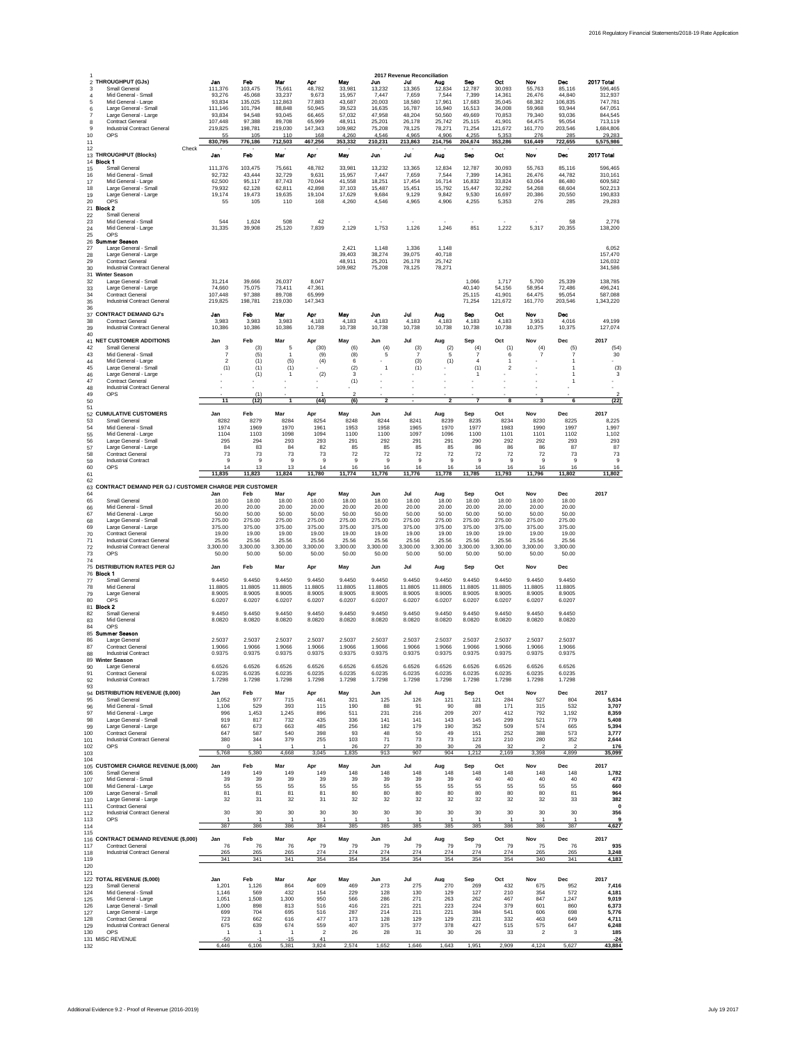# 2017 Revenue Reconciliation

| | | Jan | Feb | Mar | Apr | May | Jun | Jul | Aug | Sep | Oct | Nov | Dec | 2017 Total |
|---|---|---|---|---|---|---|---|---|---|---|---|---|---|---|
| 1 | | | | | | | | | | | | | | |
| 2 | **THROUGHPUT (GJs)** | **Jan** | **Feb** | **Mar** | **Apr** | **May** | **Jun** | **Jul** | **Aug** | **Sep** | **Oct** | **Nov** | **Dec** | **2017 Total** |
| 3 | Small General | 111,376 | 103,475 | 75,661 | 48,782 | 33,981 | 13,232 | 13,365 | 12,834 | 12,787 | 30,093 | 55,763 | 85,116 | 596,465 |
| 4 | Mid General - Small | 93,276 | 45,068 | 33,237 | 9,673 | 15,957 | 7,447 | 7,659 | 7,544 | 7,399 | 14,361 | 26,476 | 44,840 | 312,937 |
| 5 | Mid General - Large | 93,834 | 135,025 | 112,863 | 77,883 | 43,687 | 20,003 | 18,580 | 17,961 | 17,683 | 35,045 | 68,382 | 106,835 | 747,781 |
| 6 | Large General - Small | 111,146 | 101,794 | 88,848 | 50,945 | 39,523 | 16,635 | 16,787 | 16,940 | 16,513 | 34,008 | 59,968 | 93,944 | 647,051 |
| 7 | Large General - Large | 93,834 | 94,548 | 93,045 | 66,465 | 57,032 | 47,958 | 48,204 | 50,560 | 49,669 | 70,853 | 79,340 | 93,036 | 844,545 |
| 8 | Contract General | 107,448 | 97,388 | 89,708 | 65,999 | 48,911 | 25,201 | 26,178 | 25,742 | 25,115 | 41,901 | 64,475 | 95,054 | 713,119 |
| 9 | Industrial Contract General | 219,825 | 198,781 | 219,030 | 147,343 | 109,982 | 75,208 | 78,125 | 78,271 | 71,254 | 121,672 | 161,770 | 203,546 | 1,684,806 |
| 10 | OPS | 55 | 105 | 110 | 168 | 4,260 | 4,546 | 4,965 | 4,906 | 4,255 | 5,353 | 276 | 285 | 29,283 |
| 11 | | 830,795 | 776,186 | 712,503 | 467,256 | 353,332 | 210,231 | 213,863 | 214,756 | 204,674 | 353,286 | 516,449 | 722,655 | 5,575,986 |
| 12 | Check | - | - | - | - | - | - | - | - | - | - | - | - | |
| 13 | **THROUGHPUT (Blocks)** | **Jan** | **Feb** | **Mar** | **Apr** | **May** | **Jun** | **Jul** | **Aug** | **Sep** | **Oct** | **Nov** | **Dec** | **2017 Total** |
| 14 | **Block 1** | | | | | | | | | | | | | |
| 15 | Small General | 111,376 | 103,475 | 75,661 | 48,782 | 33,981 | 13,232 | 13,365 | 12,834 | 12,787 | 30,093 | 55,763 | 85,116 | 596,465 |
| 16 | Mid General - Small | 92,732 | 43,444 | 32,729 | 9,631 | 15,957 | 7,447 | 7,659 | 7,544 | 7,399 | 14,361 | 26,476 | 44,782 | 310,161 |
| 17 | Mid General - Large | 62,500 | 95,117 | 87,743 | 70,044 | 41,558 | 18,251 | 17,454 | 16,714 | 16,832 | 33,824 | 63,064 | 86,480 | 609,582 |
| 18 | Large General - Small | 79,932 | 62,128 | 62,811 | 42,898 | 37,103 | 15,487 | 15,451 | 15,792 | 15,447 | 32,292 | 54,268 | 68,604 | 502,213 |
| 19 | Large General - Large | 19,174 | 19,473 | 19,635 | 19,104 | 17,629 | 9,684 | 9,129 | 9,842 | 9,530 | 16,697 | 20,386 | 20,550 | 190,833 |
| 20 | OPS | 55 | 105 | 110 | 168 | 4,260 | 4,546 | 4,965 | 4,906 | 4,255 | 5,353 | 276 | 285 | 29,283 |
| 21 | **Block 2** | | | | | | | | | | | | | |
| 22 | Small General | | | | | | | | | | | | | |
| 23 | Mid General - Small | 544 | 1,624 | 508 | 42 | - | - | - | - | - | - | - | 58 | 2,776 |
| 24 | Mid General - Large | 31,335 | 39,908 | 25,120 | 7,839 | 2,129 | 1,753 | 1,126 | 1,246 | 851 | 1,222 | 5,317 | 20,355 | 138,200 |
| 25 | OPS | | | | | | | | | | | | | |
| 26 | **Summer Season** | | | | | | | | | | | | | |
| 27 | Large General - Small | | | | | 2,421 | 1,148 | 1,336 | 1,148 | | | | | 6,052 |
| 28 | Large General - Large | | | | | 39,403 | 38,274 | 39,075 | 40,718 | | | | | 157,470 |
| 29 | Contract General | | | | | 48,911 | 25,201 | 26,178 | 25,742 | | | | | 126,032 |
| 30 | Industrial Contract General | | | | | 109,982 | 75,208 | 78,125 | 78,271 | | | | | 341,586 |
| 31 | **Winter Season** | | | | | | | | | | | | | |
| 32 | Large General - Small | 31,214 | 39,666 | 26,037 | 8,047 | | | | | 1,066 | 1,717 | 5,700 | 25,339 | 138,785 |
| 33 | Large General - Large | 74,660 | 75,075 | 73,411 | 47,361 | | | | | 40,140 | 54,156 | 58,954 | 72,486 | 496,241 |
| 34 | Contract General | 107,448 | 97,388 | 89,708 | 65,999 | | | | | 25,115 | 41,901 | 64,475 | 95,054 | 587,088 |
| 35 | Industrial Contract General | 219,825 | 198,781 | 219,030 | 147,343 | | | | | 71,254 | 121,672 | 161,770 | 203,546 | 1,343,220 |
| 36 | | | | | | | | | | | | | | |
| 37 | **CONTRACT DEMAND GJ's** | **Jan** | **Feb** | **Mar** | **Apr** | **May** | **Jun** | **Jul** | **Aug** | **Sep** | **Oct** | **Nov** | **Dec** | |
| 38 | Contract General | 3,983 | 3,983 | 3,983 | 4,183 | 4,183 | 4,183 | 4,183 | 4,183 | 4,183 | 4,183 | 3,953 | 4,016 | 49,199 |
| 39 | Industrial Contract General | 10,386 | 10,386 | 10,386 | 10,738 | 10,738 | 10,738 | 10,738 | 10,738 | 10,738 | 10,738 | 10,375 | 10,375 | 127,074 |
| 40 | | | | | | | | | | | | | | |
| 41 | **NET CUSTOMER ADDITIONS** | **Jan** | **Feb** | **Mar** | **Apr** | **May** | **Jun** | **Jul** | **Aug** | **Sep** | **Oct** | **Nov** | **Dec** | **2017** |
| 42 | Small General | 3 | (3) | 5 | (30) | (6) | (4) | (3) | (2) | (4) | (1) | (4) | (5) | (54) |
| 43 | Mid General - Small | 7 | (5) | 1 | (9) | (8) | 5 | 7 | 5 | 7 | 6 | 7 | 7 | 30 |
| 44 | Mid General - Large | 2 | (1) | (5) | (4) | 6 | - | (3) | (1) | 4 | 1 | - | 1 | - |
| 45 | Large General - Small | (1) | (1) | (1) | - | (2) | 1 | (1) | - | (1) | 2 | - | 1 | (3) |
| 46 | Large General - Large | - | (1) | 1 | (2) | 3 | - | - | - | 1 | - | - | 1 | 3 |
| 47 | Contract General | - | - | - | - | (1) | - | - | - | - | - | - | 1 | - |
| 48 | Industrial Contract General | - | - | - | - | - | - | - | - | - | - | - | - | - |
| 49 | OPS | - | (1) | - | 1 | 2 | - | - | - | - | - | - | - | 2 |
| 50 | | 11 | (12) | 1 | (44) | (6) | 2 | - | 2 | 7 | 8 | 3 | 6 | (22) |
| 51 | | | | | | | | | | | | | | |
| 52 | **CUMULATIVE CUSTOMERS** | **Jan** | **Feb** | **Mar** | **Apr** | **May** | **Jun** | **Jul** | **Aug** | **Sep** | **Oct** | **Nov** | **Dec** | **2017** |
| 53 | Small General | 8282 | 8279 | 8284 | 8254 | 8248 | 8244 | 8241 | 8239 | 8235 | 8234 | 8230 | 8225 | 8,225 |
| 54 | Mid General - Small | 1974 | 1969 | 1970 | 1961 | 1953 | 1958 | 1965 | 1970 | 1977 | 1983 | 1990 | 1997 | 1,997 |
| 55 | Mid General - Large | 1104 | 1103 | 1098 | 1094 | 1100 | 1100 | 1097 | 1096 | 1100 | 1101 | 1101 | 1102 | 1,102 |
| 56 | Large General - Small | 295 | 294 | 293 | 293 | 291 | 292 | 291 | 291 | 290 | 292 | 292 | 293 | 293 |
| 57 | Large General - Large | 84 | 83 | 84 | 82 | 85 | 85 | 85 | 85 | 86 | 86 | 86 | 87 | 87 |
| 58 | Contract General | 73 | 73 | 73 | 73 | 72 | 72 | 72 | 72 | 72 | 72 | 72 | 73 | 73 |
| 59 | Industrial Contract | 9 | 9 | 9 | 9 | 9 | 9 | 9 | 9 | 9 | 9 | 9 | 9 | 9 |
| 60 | OPS | 14 | 13 | 13 | 14 | 16 | 16 | 16 | 16 | 16 | 16 | 16 | 16 | 16 |
| 61 | | 11,835 | 11,823 | 11,824 | 11,780 | 11,774 | 11,776 | 11,776 | 11,778 | 11,785 | 11,793 | 11,796 | 11,802 | 11,802 |
| 62 | | | | | | | | | | | | | | |
| 63 | **CONTRACT DEMAND PER GJ / CUSTOMER CHARGE PER CUSTOMER** | | | | | | | | | | | | | |
| 64 | | **Jan** | **Feb** | **Mar** | **Apr** | **May** | **Jun** | **Jul** | **Aug** | **Sep** | **Oct** | **Nov** | **Dec** | **2017** |
| 65 | Small General | 18.00 | 18.00 | 18.00 | 18.00 | 18.00 | 18.00 | 18.00 | 18.00 | 18.00 | 18.00 | 18.00 | 18.00 | |
| 66 | Mid General - Small | 20.00 | 20.00 | 20.00 | 20.00 | 20.00 | 20.00 | 20.00 | 20.00 | 20.00 | 20.00 | 20.00 | 20.00 | |
| 67 | Mid General - Large | 50.00 | 50.00 | 50.00 | 50.00 | 50.00 | 50.00 | 50.00 | 50.00 | 50.00 | 50.00 | 50.00 | 50.00 | |
| 68 | Large General - Small | 275.00 | 275.00 | 275.00 | 275.00 | 275.00 | 275.00 | 275.00 | 275.00 | 275.00 | 275.00 | 275.00 | 275.00 | |
| 69 | Large General - Large | 375.00 | 375.00 | 375.00 | 375.00 | 375.00 | 375.00 | 375.00 | 375.00 | 375.00 | 375.00 | 375.00 | 375.00 | |
| 70 | Contract General | 19.00 | 19.00 | 19.00 | 19.00 | 19.00 | 19.00 | 19.00 | 19.00 | 19.00 | 19.00 | 19.00 | 19.00 | |
| 71 | Industrial Contract General | 25.56 | 25.56 | 25.56 | 25.56 | 25.56 | 25.56 | 25.56 | 25.56 | 25.56 | 25.56 | 25.56 | 25.56 | |
| 72 | Industrial Contract General | 3,300.00 | 3,300.00 | 3,300.00 | 3,300.00 | 3,300.00 | 3,300.00 | 3,300.00 | 3,300.00 | 3,300.00 | 3,300.00 | 3,300.00 | 3,300.00 | |
| 73 | OPS | 50.00 | 50.00 | 50.00 | 50.00 | 50.00 | 50.00 | 50.00 | 50.00 | 50.00 | 50.00 | 50.00 | 50.00 | |
| 74 | | | | | | | | | | | | | | |
| 75 | **DISTRIBUTION RATES PER GJ** | **Jan** | **Feb** | **Mar** | **Apr** | **May** | **Jun** | **Jul** | **Aug** | **Sep** | **Oct** | **Nov** | **Dec** | |
| 76 | **Block 1** | | | | | | | | | | | | | |
| 77 | Small General | 9.4450 | 9.4450 | 9.4450 | 9.4450 | 9.4450 | 9.4450 | 9.4450 | 9.4450 | 9.4450 | 9.4450 | 9.4450 | 9.4450 | |
| 78 | Mid General | 11.8805 | 11.8805 | 11.8805 | 11.8805 | 11.8805 | 11.8805 | 11.8805 | 11.8805 | 11.8805 | 11.8805 | 11.8805 | 11.8805 | |
| 79 | Large General | 8.9005 | 8.9005 | 8.9005 | 8.9005 | 8.9005 | 8.9005 | 8.9005 | 8.9005 | 8.9005 | 8.9005 | 8.9005 | 8.9005 | |
| 80 | OPS | 6.0207 | 6.0207 | 6.0207 | 6.0207 | 6.0207 | 6.0207 | 6.0207 | 6.0207 | 6.0207 | 6.0207 | 6.0207 | 6.0207 | |
| 81 | **Block 2** | | | | | | | | | | | | | |
| 82 | Small General | 9.4450 | 9.4450 | 9.4450 | 9.4450 | 9.4450 | 9.4450 | 9.4450 | 9.4450 | 9.4450 | 9.4450 | 9.4450 | 9.4450 | |
| 83 | Mid General | 8.0820 | 8.0820 | 8.0820 | 8.0820 | 8.0820 | 8.0820 | 8.0820 | 8.0820 | 8.0820 | 8.0820 | 8.0820 | 8.0820 | |
| 84 | OPS | | | | | | | | | | | | | |
| 85 | **Summer Season** | | | | | | | | | | | | | |
| 86 | Large General | 2.5037 | 2.5037 | 2.5037 | 2.5037 | 2.5037 | 2.5037 | 2.5037 | 2.5037 | 2.5037 | 2.5037 | 2.5037 | 2.5037 | |
| 87 | Contract General | 1.9066 | 1.9066 | 1.9066 | 1.9066 | 1.9066 | 1.9066 | 1.9066 | 1.9066 | 1.9066 | 1.9066 | 1.9066 | 1.9066 | |
| 88 | Industrial Contract | 0.9375 | 0.9375 | 0.9375 | 0.9375 | 0.9375 | 0.9375 | 0.9375 | 0.9375 | 0.9375 | 0.9375 | 0.9375 | 0.9375 | |
| 89 | **Winter Season** | | | | | | | | | | | | | |
| 90 | Large General | 6.6526 | 6.6526 | 6.6526 | 6.6526 | 6.6526 | 6.6526 | 6.6526 | 6.6526 | 6.6526 | 6.6526 | 6.6526 | 6.6526 | |
| 91 | Contract General | 6.0235 | 6.0235 | 6.0235 | 6.0235 | 6.0235 | 6.0235 | 6.0235 | 6.0235 | 6.0235 | 6.0235 | 6.0235 | 6.0235 | |
| 92 | Industrial Contract | 1.7298 | 1.7298 | 1.7298 | 1.7298 | 1.7298 | 1.7298 | 1.7298 | 1.7298 | 1.7298 | 1.7298 | 1.7298 | 1.7298 | |
| 93 | | | | | | | | | | | | | | |
| 94 | **DISTRIBUTION REVENUE ($,000)** | **Jan** | **Feb** | **Mar** | **Apr** | **May** | **Jun** | **Jul** | **Aug** | **Sep** | **Oct** | **Nov** | **Dec** | **2017** |
| 95 | Small General | 1,052 | 977 | 715 | 461 | 321 | 125 | 126 | 121 | 121 | 284 | 527 | 804 | 5,634 |
| 96 | Mid General - Small | 1,106 | 529 | 393 | 115 | 190 | 88 | 91 | 90 | 88 | 171 | 315 | 532 | 3,707 |
| 97 | Mid General - Large | 996 | 1,453 | 1,245 | 896 | 511 | 231 | 216 | 209 | 207 | 412 | 792 | 1,192 | 8,359 |
| 98 | Large General - Small | 919 | 817 | 732 | 435 | 336 | 141 | 141 | 143 | 145 | 299 | 521 | 779 | 5,408 |
| 99 | Large General - Large | 667 | 673 | 663 | 485 | 256 | 182 | 179 | 190 | 352 | 509 | 574 | 665 | 5,394 |
| 100 | Contract General | 647 | 587 | 540 | 398 | 93 | 48 | 50 | 49 | 151 | 252 | 388 | 573 | 3,777 |
| 101 | Industrial Contract General | 380 | 344 | 379 | 255 | 103 | 71 | 73 | 73 | 123 | 210 | 280 | 352 | 2,644 |
| 102 | OPS | 0 | 1 | 1 | 1 | 26 | 27 | 30 | 30 | 26 | 32 | 2 | 2 | 176 |
| 103 | | 5,768 | 5,380 | 4,668 | 3,045 | 1,835 | 913 | 907 | 904 | 1,212 | 2,169 | 3,398 | 4,899 | 35,099 |
| 104 | | | | | | | | | | | | | | |
| 105 | **CUSTOMER CHARGE REVENUE ($,000)** | **Jan** | **Feb** | **Mar** | **Apr** | **May** | **Jun** | **Jul** | **Aug** | **Sep** | **Oct** | **Nov** | **Dec** | **2017** |
| 106 | Small General | 149 | 149 | 149 | 149 | 148 | 148 | 148 | 148 | 148 | 148 | 148 | 148 | 1,782 |
| 107 | Mid General - Small | 39 | 39 | 39 | 39 | 39 | 39 | 39 | 39 | 40 | 40 | 40 | 40 | 473 |
| 108 | Mid General - Large | 55 | 55 | 55 | 55 | 55 | 55 | 55 | 55 | 55 | 55 | 55 | 55 | 660 |
| 109 | Large General - Small | 81 | 81 | 81 | 81 | 80 | 80 | 80 | 80 | 80 | 80 | 80 | 81 | 964 |
| 110 | Large General - Large | 32 | 31 | 32 | 31 | 32 | 32 | 32 | 32 | 32 | 32 | 32 | 33 | 382 |
| 111 | Contract General | | | | | | | | | | | | | 0 |
| 112 | Industrial Contract General | 30 | 30 | 30 | 30 | 30 | 30 | 30 | 30 | 30 | 30 | 30 | 30 | 356 |
| 113 | OPS | 1 | 1 | 1 | 1 | 1 | 1 | 1 | 1 | 1 | 1 | 1 | 1 | 9 |
| 114 | | 387 | 386 | 386 | 384 | 385 | 385 | 385 | 385 | 385 | 386 | 386 | 387 | 4,627 |
| 115 | | | | | | | | | | | | | | |
| 116 | **CONTRACT DEMAND REVENUE ($,000)** | **Jan** | **Feb** | **Mar** | **Apr** | **May** | **Jun** | **Jul** | **Aug** | **Sep** | **Oct** | **Nov** | **Dec** | **2017** |
| 117 | Contract General | 76 | 76 | 76 | 79 | 79 | 79 | 79 | 79 | 79 | 79 | 75 | 76 | 935 |
| 118 | Industrial Contract General | 265 | 265 | 265 | 274 | 274 | 274 | 274 | 274 | 274 | 274 | 265 | 265 | 3,248 |
| 119 | | 341 | 341 | 341 | 354 | 354 | 354 | 354 | 354 | 354 | 354 | 340 | 341 | 4,183 |
| 120 | | | | | | | | | | | | | | |
| 121 | | | | | | | | | | | | | | |
| 122 | **TOTAL REVENUE ($,000)** | **Jan** | **Feb** | **Mar** | **Apr** | **May** | **Jun** | **Jul** | **Aug** | **Sep** | **Oct** | **Nov** | **Dec** | **2017** |
| 123 | Small General | 1,201 | 1,126 | 864 | 609 | 469 | 273 | 275 | 270 | 269 | 432 | 675 | 952 | 7,416 |
| 124 | Mid General - Small | 1,146 | 569 | 432 | 154 | 229 | 128 | 130 | 129 | 127 | 210 | 354 | 572 | 4,181 |
| 125 | Mid General - Large | 1,051 | 1,508 | 1,300 | 950 | 566 | 286 | 271 | 263 | 262 | 467 | 847 | 1,247 | 9,019 |
| 126 | Large General - Small | 1,000 | 898 | 813 | 516 | 416 | 221 | 221 | 223 | 224 | 379 | 601 | 860 | 6,373 |
| 127 | Large General - Large | 699 | 704 | 695 | 516 | 287 | 214 | 211 | 221 | 384 | 541 | 606 | 698 | 5,776 |
| 128 | Contract General | 723 | 662 | 616 | 477 | 173 | 128 | 129 | 129 | 231 | 332 | 463 | 649 | 4,711 |
| 129 | Industrial Contract General | 675 | 639 | 674 | 559 | 407 | 375 | 377 | 378 | 427 | 515 | 575 | 647 | 6,248 |
| 130 | OPS | 1 | 1 | 1 | 2 | 26 | 28 | 31 | 30 | 26 | 33 | 2 | 3 | 185 |
| 131 | MISC REVENUE | -50 | -1 | -15 | 41 | | | | | | | | | -24 |
| 132 | | 6,446 | 6,106 | 5,381 | 3,824 | 2,574 | 1,652 | 1,646 | 1,643 | 1,951 | 2,909 | 4,124 | 5,627 | 43,884 |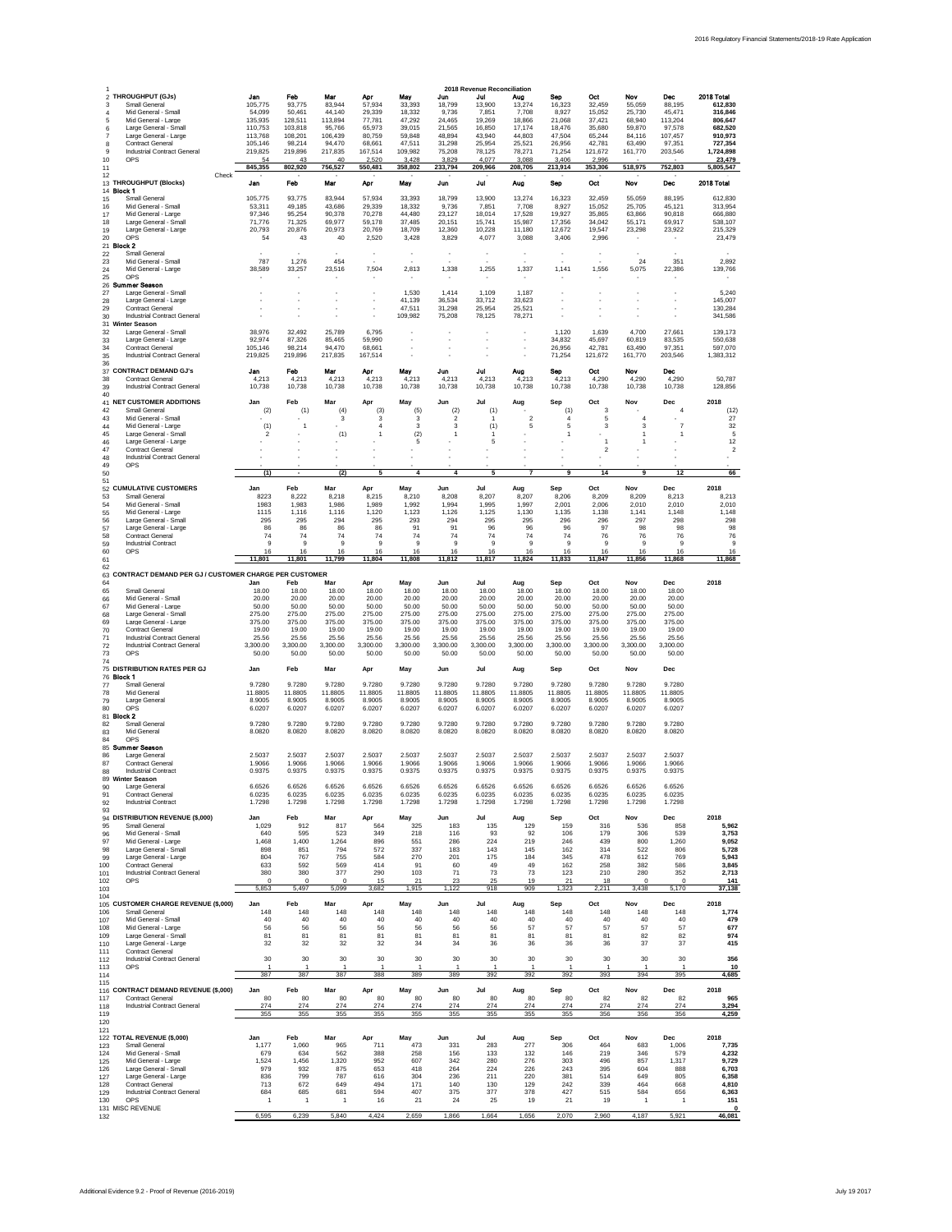## 2018 Revenue Reconciliation

| | Jan | Feb | Mar | Apr | May | Jun | Jul | Aug | Sep | Oct | Nov | Dec | 2018 Total |
|---|---|---|---|---|---|---|---|---|---|---|---|---|---|
| **THROUGHPUT (GJs)** | | | | | | | | | | | | | |
| Small General | 105,775 | 93,775 | 83,944 | 57,934 | 33,393 | 18,799 | 13,900 | 13,274 | 16,323 | 32,459 | 55,059 | 88,195 | 612,830 |
| Mid General - Small | 54,099 | 50,461 | 44,140 | 29,339 | 18,332 | 9,736 | 7,851 | 7,708 | 8,927 | 15,052 | 25,730 | 45,471 | 316,846 |
| Mid General - Large | 135,935 | 128,511 | 113,894 | 77,781 | 47,292 | 24,465 | 19,269 | 18,866 | 21,068 | 37,421 | 68,940 | 113,204 | 806,647 |
| Large General - Small | 110,753 | 103,818 | 95,766 | 65,973 | 39,015 | 21,565 | 16,850 | 17,174 | 18,476 | 35,680 | 59,870 | 97,578 | 682,520 |
| Large General - Large | 113,768 | 108,201 | 106,439 | 80,759 | 59,848 | 48,894 | 43,940 | 44,803 | 47,504 | 65,244 | 84,116 | 107,457 | 910,973 |
| Contract General | 105,146 | 98,214 | 94,470 | 68,661 | 47,511 | 31,298 | 25,954 | 25,521 | 26,956 | 42,781 | 63,490 | 97,351 | 727,354 |
| Industrial Contract General | 219,825 | 219,896 | 217,835 | 167,514 | 109,982 | 75,208 | 78,125 | 78,271 | 71,254 | 121,672 | 161,770 | 203,546 | 1,724,898 |
| OPS | 54 | 43 | 40 | 2,520 | 3,428 | 3,829 | 4,077 | 3,088 | 3,406 | 2,996 | - | - | 23,479 |
| | 845,355 | 802,920 | 756,527 | 550,481 | 358,802 | 233,794 | 209,966 | 208,705 | 213,914 | 353,306 | 518,975 | 752,803 | 5,805,547 |
| Check | - | - | - | - | - | - | - | - | - | - | - | - | - |
| **THROUGHPUT (Blocks)** | **Jan** | **Feb** | **Mar** | **Apr** | **May** | **Jun** | **Jul** | **Aug** | **Sep** | **Oct** | **Nov** | **Dec** | **2018 Total** |
| **Block 1** | | | | | | | | | | | | | |
| Small General | 105,775 | 93,775 | 83,944 | 57,934 | 33,393 | 18,799 | 13,900 | 13,274 | 16,323 | 32,459 | 55,059 | 88,195 | 612,830 |
| Mid General - Small | 53,311 | 49,185 | 43,686 | 29,339 | 18,332 | 9,736 | 7,851 | 7,708 | 8,927 | 15,052 | 25,705 | 45,121 | 313,954 |
| Mid General - Large | 97,346 | 95,254 | 90,378 | 70,278 | 44,480 | 23,127 | 18,014 | 17,528 | 19,927 | 35,865 | 63,866 | 90,818 | 666,880 |
| Large General - Small | 71,776 | 71,325 | 69,977 | 59,178 | 37,485 | 20,151 | 15,741 | 15,987 | 17,356 | 34,042 | 55,171 | 69,917 | 538,107 |
| Large General - Large | 20,793 | 20,876 | 20,973 | 20,769 | 18,709 | 12,360 | 10,228 | 11,180 | 12,672 | 19,547 | 23,298 | 23,922 | 215,329 |
| OPS | 54 | 43 | 40 | 2,520 | 3,428 | 3,829 | 4,077 | 3,088 | 3,406 | 2,996 | - | - | 23,479 |
| **Block 2** | | | | | | | | | | | | | |
| Small General | - | - | - | - | - | - | - | - | - | - | - | - | - |
| Mid General - Small | 787 | 1,276 | 454 | - | - | - | - | - | - | - | 24 | 351 | 2,892 |
| Mid General - Large | 38,589 | 33,257 | 23,516 | 7,504 | 2,813 | 1,338 | 1,255 | 1,337 | 1,141 | 1,556 | 5,075 | 22,386 | 139,766 |
| OPS | - | - | - | - | - | - | - | - | - | - | - | - | - |
| **Summer Season** | | | | | | | | | | | | | |
| Large General - Small | - | - | - | - | 1,530 | 1,414 | 1,109 | 1,187 | - | - | - | - | 5,240 |
| Large General - Large | - | - | - | - | 41,139 | 36,534 | 33,712 | 33,623 | - | - | - | - | 145,007 |
| Contract General | - | - | - | - | 47,511 | 31,298 | 25,954 | 25,521 | - | - | - | - | 130,284 |
| Industrial Contract General | - | - | - | - | 109,982 | 75,208 | 78,125 | 78,271 | - | - | - | - | 341,586 |
| **Winter Season** | | | | | | | | | | | | | |
| Large General - Small | 38,976 | 32,492 | 25,789 | 6,795 | - | - | - | - | 1,120 | 1,639 | 4,700 | 27,661 | 139,173 |
| Large General - Large | 92,974 | 87,326 | 85,465 | 59,990 | - | - | - | - | 34,832 | 45,697 | 60,819 | 83,535 | 550,638 |
| Contract General | 105,146 | 98,214 | 94,470 | 68,661 | - | - | - | - | 26,956 | 42,781 | 63,490 | 97,351 | 597,070 |
| Industrial Contract General | 219,825 | 219,896 | 217,835 | 167,514 | - | - | - | - | 71,254 | 121,672 | 161,770 | 203,546 | 1,383,312 |
| **CONTRACT DEMAND GJ's** | **Jan** | **Feb** | **Mar** | **Apr** | **May** | **Jun** | **Jul** | **Aug** | **Sep** | **Oct** | **Nov** | **Dec** | |
| Contract General | 4,213 | 4,213 | 4,213 | 4,213 | 4,213 | 4,213 | 4,213 | 4,213 | 4,213 | 4,290 | 4,290 | 4,290 | 50,787 |
| Industrial Contract General | 10,738 | 10,738 | 10,738 | 10,738 | 10,738 | 10,738 | 10,738 | 10,738 | 10,738 | 10,738 | 10,738 | 10,738 | 128,856 |
| **NET CUSTOMER ADDITIONS** | **Jan** | **Feb** | **Mar** | **Apr** | **May** | **Jun** | **Jul** | **Aug** | **Sep** | **Oct** | **Nov** | **Dec** | **2018** |
| Small General | (2) | (1) | (4) | (3) | (5) | (2) | (1) | - | (1) | 3 | - | 4 | (12) |
| Mid General - Small | - | - | 3 | 3 | 3 | 2 | 1 | 2 | 4 | 5 | 4 | - | 27 |
| Mid General - Large | (1) | 1 | - | 4 | 3 | 3 | (1) | 5 | 5 | 3 | 3 | 7 | 32 |
| Large General - Small | 2 | - | (1) | 1 | (2) | 1 | 1 | - | 1 | - | 1 | 1 | 5 |
| Large General - Large | - | - | - | - | 5 | - | 5 | - | - | 1 | 1 | - | 12 |
| Contract General | - | - | - | - | - | - | - | - | - | 2 | - | - | 2 |
| Industrial Contract General | - | - | - | - | - | - | - | - | - | - | - | - | - |
| OPS | - | - | - | - | - | - | - | - | - | - | - | - | - |
| | (1) | - | (2) | 5 | 4 | 4 | 5 | 7 | 9 | 14 | 9 | 12 | 66 |
| **CUMULATIVE CUSTOMERS** | **Jan** | **Feb** | **Mar** | **Apr** | **May** | **Jun** | **Jul** | **Aug** | **Sep** | **Oct** | **Nov** | **Dec** | **2018** |
| Small General | 8223 | 8,222 | 8,218 | 8,215 | 8,210 | 8,208 | 8,207 | 8,207 | 8,206 | 8,209 | 8,209 | 8,213 | 8,213 |
| Mid General - Small | 1983 | 1,983 | 1,986 | 1,989 | 1,992 | 1,994 | 1,995 | 1,997 | 2,001 | 2,006 | 2,010 | 2,010 | 2,010 |
| Mid General - Large | 1115 | 1,116 | 1,116 | 1,120 | 1,123 | 1,126 | 1,125 | 1,130 | 1,135 | 1,138 | 1,141 | 1,148 | 1,148 |
| Large General - Small | 295 | 295 | 294 | 295 | 293 | 294 | 295 | 295 | 296 | 296 | 297 | 298 | 298 |
| Large General - Large | 86 | 86 | 86 | 86 | 91 | 91 | 96 | 96 | 96 | 97 | 98 | 98 | 98 |
| Contract General | 74 | 74 | 74 | 74 | 74 | 74 | 74 | 74 | 74 | 76 | 76 | 76 | 76 |
| Industrial Contract | 9 | 9 | 9 | 9 | 9 | 9 | 9 | 9 | 9 | 9 | 9 | 9 | 9 |
| OPS | 16 | 16 | 16 | 16 | 16 | 16 | 16 | 16 | 16 | 16 | 16 | 16 | 16 |
| | 11,801 | 11,801 | 11,799 | 11,804 | 11,808 | 11,812 | 11,817 | 11,824 | 11,833 | 11,847 | 11,856 | 11,868 | 11,868 |
| **CONTRACT DEMAND PER GJ / CUSTOMER CHARGE PER CUSTOMER** | | | | | | | | | | | | | |
| | **Jan** | **Feb** | **Mar** | **Apr** | **May** | **Jun** | **Jul** | **Aug** | **Sep** | **Oct** | **Nov** | **Dec** | **2018** |
| Small General | 18.00 | 18.00 | 18.00 | 18.00 | 18.00 | 18.00 | 18.00 | 18.00 | 18.00 | 18.00 | 18.00 | 18.00 | |
| Mid General - Small | 20.00 | 20.00 | 20.00 | 20.00 | 20.00 | 20.00 | 20.00 | 20.00 | 20.00 | 20.00 | 20.00 | 20.00 | |
| Mid General - Large | 50.00 | 50.00 | 50.00 | 50.00 | 50.00 | 50.00 | 50.00 | 50.00 | 50.00 | 50.00 | 50.00 | 50.00 | |
| Large General - Small | 275.00 | 275.00 | 275.00 | 275.00 | 275.00 | 275.00 | 275.00 | 275.00 | 275.00 | 275.00 | 275.00 | 275.00 | |
| Large General - Large | 375.00 | 375.00 | 375.00 | 375.00 | 375.00 | 375.00 | 375.00 | 375.00 | 375.00 | 375.00 | 375.00 | 375.00 | |
| Contract General | 19.00 | 19.00 | 19.00 | 19.00 | 19.00 | 19.00 | 19.00 | 19.00 | 19.00 | 19.00 | 19.00 | 19.00 | |
| Industrial Contract General | 25.56 | 25.56 | 25.56 | 25.56 | 25.56 | 25.56 | 25.56 | 25.56 | 25.56 | 25.56 | 25.56 | 25.56 | |
| Industrial Contract General | 3,300.00 | 3,300.00 | 3,300.00 | 3,300.00 | 3,300.00 | 3,300.00 | 3,300.00 | 3,300.00 | 3,300.00 | 3,300.00 | 3,300.00 | 3,300.00 | |
| OPS | 50.00 | 50.00 | 50.00 | 50.00 | 50.00 | 50.00 | 50.00 | 50.00 | 50.00 | 50.00 | 50.00 | 50.00 | |
| **DISTRIBUTION RATES PER GJ** | **Jan** | **Feb** | **Mar** | **Apr** | **May** | **Jun** | **Jul** | **Aug** | **Sep** | **Oct** | **Nov** | **Dec** | |
| **Block 1** | | | | | | | | | | | | | |
| Small General | 9.7280 | 9.7280 | 9.7280 | 9.7280 | 9.7280 | 9.7280 | 9.7280 | 9.7280 | 9.7280 | 9.7280 | 9.7280 | 9.7280 | |
| Mid General | 11.8805 | 11.8805 | 11.8805 | 11.8805 | 11.8805 | 11.8805 | 11.8805 | 11.8805 | 11.8805 | 11.8805 | 11.8805 | 11.8805 | |
| Large General | 8.9005 | 8.9005 | 8.9005 | 8.9005 | 8.9005 | 8.9005 | 8.9005 | 8.9005 | 8.9005 | 8.9005 | 8.9005 | 8.9005 | |
| OPS | 6.0207 | 6.0207 | 6.0207 | 6.0207 | 6.0207 | 6.0207 | 6.0207 | 6.0207 | 6.0207 | 6.0207 | 6.0207 | 6.0207 | |
| **Block 2** | | | | | | | | | | | | | |
| Small General | 9.7280 | 9.7280 | 9.7280 | 9.7280 | 9.7280 | 9.7280 | 9.7280 | 9.7280 | 9.7280 | 9.7280 | 9.7280 | 9.7280 | |
| Mid General | 8.0820 | 8.0820 | 8.0820 | 8.0820 | 8.0820 | 8.0820 | 8.0820 | 8.0820 | 8.0820 | 8.0820 | 8.0820 | 8.0820 | |
| OPS | | | | | | | | | | | | | |
| **Summer Season** | | | | | | | | | | | | | |
| Large General | 2.5037 | 2.5037 | 2.5037 | 2.5037 | 2.5037 | 2.5037 | 2.5037 | 2.5037 | 2.5037 | 2.5037 | 2.5037 | 2.5037 | |
| Contract General | 1.9066 | 1.9066 | 1.9066 | 1.9066 | 1.9066 | 1.9066 | 1.9066 | 1.9066 | 1.9066 | 1.9066 | 1.9066 | 1.9066 | |
| Industrial Contract | 0.9375 | 0.9375 | 0.9375 | 0.9375 | 0.9375 | 0.9375 | 0.9375 | 0.9375 | 0.9375 | 0.9375 | 0.9375 | 0.9375 | |
| **Winter Season** | | | | | | | | | | | | | |
| Large General | 6.6526 | 6.6526 | 6.6526 | 6.6526 | 6.6526 | 6.6526 | 6.6526 | 6.6526 | 6.6526 | 6.6526 | 6.6526 | 6.6526 | |
| Contract General | 6.0235 | 6.0235 | 6.0235 | 6.0235 | 6.0235 | 6.0235 | 6.0235 | 6.0235 | 6.0235 | 6.0235 | 6.0235 | 6.0235 | |
| Industrial Contract | 1.7298 | 1.7298 | 1.7298 | 1.7298 | 1.7298 | 1.7298 | 1.7298 | 1.7298 | 1.7298 | 1.7298 | 1.7298 | 1.7298 | |
| **DISTRIBUTION REVENUE ($,000)** | **Jan** | **Feb** | **Mar** | **Apr** | **May** | **Jun** | **Jul** | **Aug** | **Sep** | **Oct** | **Nov** | **Dec** | **2018** |
| Small General | 1,029 | 912 | 817 | 564 | 325 | 183 | 135 | 129 | 159 | 316 | 536 | 858 | 5,962 |
| Mid General - Small | 640 | 595 | 523 | 349 | 218 | 116 | 93 | 92 | 106 | 179 | 306 | 539 | 3,753 |
| Mid General - Large | 1,468 | 1,400 | 1,264 | 896 | 551 | 286 | 224 | 219 | 246 | 439 | 800 | 1,260 | 9,052 |
| Large General - Small | 898 | 851 | 794 | 572 | 337 | 183 | 143 | 145 | 162 | 314 | 522 | 806 | 5,728 |
| Large General - Large | 804 | 767 | 755 | 584 | 270 | 201 | 175 | 184 | 345 | 478 | 612 | 769 | 5,943 |
| Contract General | 633 | 592 | 569 | 414 | 91 | 60 | 49 | 49 | 162 | 258 | 382 | 586 | 3,845 |
| Industrial Contract General | 380 | 380 | 377 | 290 | 103 | 71 | 73 | 73 | 123 | 210 | 280 | 352 | 2,713 |
| OPS | 0 | 0 | 0 | 15 | 21 | 23 | 25 | 19 | 21 | 18 | 0 | 0 | 141 |
| | 5,853 | 5,497 | 5,099 | 3,682 | 1,915 | 1,122 | 918 | 909 | 1,323 | 2,211 | 3,438 | 5,170 | 37,138 |
| **CUSTOMER CHARGE REVENUE ($,000)** | **Jan** | **Feb** | **Mar** | **Apr** | **May** | **Jun** | **Jul** | **Aug** | **Sep** | **Oct** | **Nov** | **Dec** | **2018** |
| Small General | 148 | 148 | 148 | 148 | 148 | 148 | 148 | 148 | 148 | 148 | 148 | 148 | 1,774 |
| Mid General - Small | 40 | 40 | 40 | 40 | 40 | 40 | 40 | 40 | 40 | 40 | 40 | 40 | 479 |
| Mid General - Large | 56 | 56 | 56 | 56 | 56 | 56 | 56 | 57 | 57 | 57 | 57 | 57 | 677 |
| Large General - Small | 81 | 81 | 81 | 81 | 81 | 81 | 81 | 81 | 81 | 81 | 82 | 82 | 974 |
| Large General - Large | 32 | 32 | 32 | 32 | 34 | 34 | 36 | 36 | 36 | 36 | 37 | 37 | 415 |
| Contract General | | | | | | | | | | | | | |
| Industrial Contract General | 30 | 30 | 30 | 30 | 30 | 30 | 30 | 30 | 30 | 30 | 30 | 30 | 356 |
| OPS | 1 | 1 | 1 | 1 | 1 | 1 | 1 | 1 | 1 | 1 | 1 | 1 | 10 |
| | 387 | 387 | 387 | 388 | 389 | 389 | 392 | 392 | 392 | 393 | 394 | 395 | 4,685 |
| **CONTRACT DEMAND REVENUE ($,000)** | **Jan** | **Feb** | **Mar** | **Apr** | **May** | **Jun** | **Jul** | **Aug** | **Sep** | **Oct** | **Nov** | **Dec** | **2018** |
| Contract General | 80 | 80 | 80 | 80 | 80 | 80 | 80 | 80 | 80 | 82 | 82 | 82 | 965 |
| Industrial Contract General | 274 | 274 | 274 | 274 | 274 | 274 | 274 | 274 | 274 | 274 | 274 | 274 | 3,294 |
| | 355 | 355 | 355 | 355 | 355 | 355 | 355 | 355 | 355 | 356 | 356 | 356 | 4,259 |
| **TOTAL REVENUE ($,000)** | **Jan** | **Feb** | **Mar** | **Apr** | **May** | **Jun** | **Jul** | **Aug** | **Sep** | **Oct** | **Nov** | **Dec** | **2018** |
| Small General | 1,177 | 1,060 | 965 | 711 | 473 | 331 | 283 | 277 | 306 | 464 | 683 | 1,006 | 7,735 |
| Mid General - Small | 679 | 634 | 562 | 388 | 258 | 156 | 133 | 132 | 146 | 219 | 346 | 579 | 4,232 |
| Mid General - Large | 1,524 | 1,456 | 1,320 | 952 | 607 | 342 | 280 | 276 | 303 | 496 | 857 | 1,317 | 9,729 |
| Large General - Small | 979 | 932 | 875 | 653 | 418 | 264 | 224 | 226 | 243 | 395 | 604 | 888 | 6,703 |
| Large General - Large | 836 | 799 | 787 | 616 | 304 | 236 | 211 | 220 | 381 | 514 | 649 | 805 | 6,358 |
| Contract General | 713 | 672 | 649 | 494 | 171 | 140 | 130 | 129 | 242 | 339 | 464 | 668 | 4,810 |
| Industrial Contract General | 684 | 685 | 681 | 594 | 407 | 375 | 377 | 378 | 427 | 515 | 584 | 656 | 6,363 |
| OPS | 1 | 1 | 1 | 16 | 21 | 24 | 25 | 19 | 21 | 19 | 1 | 1 | 151 |
| MISC REVENUE | | | | | | | | | | | | | 0 |
| | 6,595 | 6,239 | 5,840 | 4,424 | 2,659 | 1,866 | 1,664 | 1,656 | 2,070 | 2,960 | 4,187 | 5,921 | 46,081 |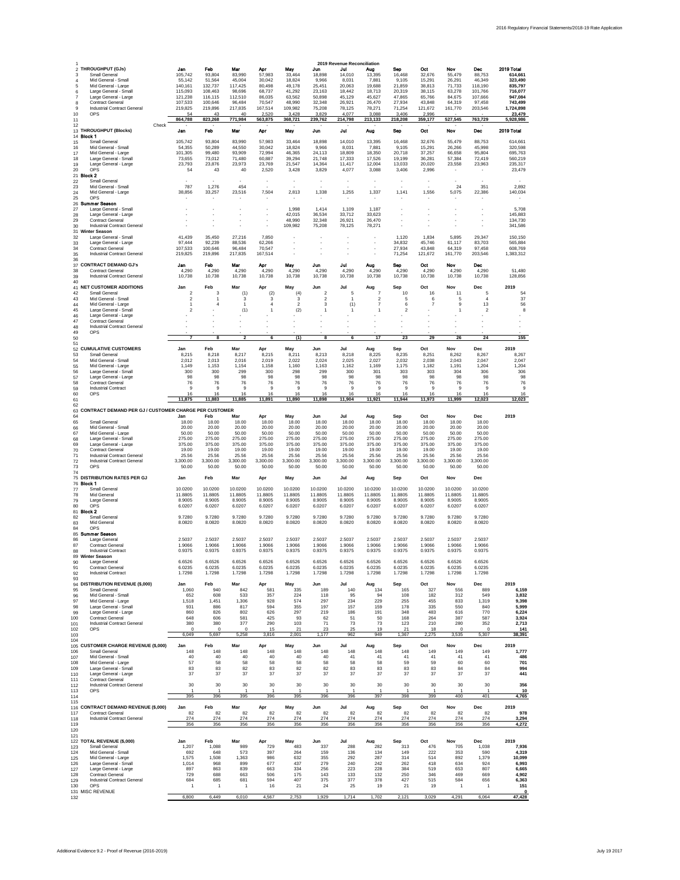## 2019 Revenue Reconciliation

| | | Jan | Feb | Mar | Apr | May | Jun | Jul | Aug | Sep | Oct | Nov | Dec | 2019 Total |
|---|---|---|---|---|---|---|---|---|---|---|---|---|---|---|
| 2 | **THROUGHPUT (GJs)** | | | | | | | | | | | | | |
| 3 | Small General | 105,742 | 93,804 | 83,990 | 57,983 | 33,464 | 18,898 | 14,010 | 13,395 | 16,468 | 32,676 | 55,479 | 88,753 | 614,661 |
| 4 | Mid General - Small | 55,142 | 51,564 | 45,004 | 30,042 | 18,824 | 9,966 | 8,031 | 7,881 | 9,105 | 15,291 | 26,291 | 46,349 | 323,490 |
| 5 | Mid General - Large | 140,161 | 132,737 | 117,425 | 80,498 | 49,178 | 25,451 | 20,063 | 19,688 | 21,859 | 38,813 | 71,733 | 118,190 | 835,797 |
| 6 | Large General - Small | 115,093 | 108,463 | 98,696 | 68,737 | 41,292 | 23,163 | 18,442 | 18,713 | 20,319 | 38,115 | 63,278 | 101,766 | 716,077 |
| 7 | Large General - Large | 121,238 | 116,115 | 112,510 | 86,035 | 63,562 | 50,898 | 45,129 | 45,627 | 47,865 | 65,766 | 84,675 | 107,666 | 947,084 |
| 8 | Contract General | 107,533 | 100,646 | 96,484 | 70,547 | 48,990 | 32,348 | 26,921 | 26,470 | 27,934 | 43,848 | 64,319 | 97,458 | 743,499 |
| 9 | Industrial Contract General | 219,825 | 219,896 | 217,835 | 167,514 | 109,982 | 75,208 | 78,125 | 78,271 | 71,254 | 121,672 | 161,770 | 203,546 | 1,724,898 |
| 10 | OPS | 54 | 43 | 40 | 2,520 | 3,428 | 3,829 | 4,077 | 3,088 | 3,406 | 2,996 | - | - | 23,479 |
| 11 | | 864,788 | 823,268 | 771,984 | 563,875 | 368,721 | 239,762 | 214,798 | 213,133 | 218,208 | 359,177 | 527,545 | 763,729 | 5,928,986 |
| 12 | Check | - | - | - | - | - | - | - | - | - | - | - | - | |
| 13 | **THROUGHPUT (Blocks)** | Jan | Feb | Mar | Apr | May | Jun | Jul | Aug | Sep | Oct | Nov | Dec | 2019 Total |
| 14 | **Block 1** | | | | | | | | | | | | | |
| 15 | Small General | 105,742 | 93,804 | 83,990 | 57,983 | 33,464 | 18,898 | 14,010 | 13,395 | 16,468 | 32,676 | 55,479 | 88,753 | 614,661 |
| 16 | Mid General - Small | 54,355 | 50,289 | 44,550 | 30,042 | 18,824 | 9,966 | 8,031 | 7,881 | 9,105 | 15,291 | 26,266 | 45,998 | 320,598 |
| 17 | Mid General - Large | 101,305 | 99,480 | 93,909 | 72,994 | 46,365 | 24,113 | 18,809 | 18,350 | 20,718 | 37,257 | 66,658 | 95,804 | 695,763 |
| 18 | Large General - Small | 73,655 | 73,012 | 71,480 | 60,887 | 39,294 | 21,748 | 17,333 | 17,526 | 19,199 | 36,281 | 57,384 | 72,419 | 560,219 |
| 19 | Large General - Large | 23,793 | 23,876 | 23,973 | 23,769 | 21,547 | 14,364 | 11,417 | 12,004 | 13,033 | 20,020 | 23,558 | 23,963 | 235,317 |
| 20 | OPS | 54 | 43 | 40 | 2,520 | 3,428 | 3,829 | 4,077 | 3,088 | 3,406 | 2,996 | - | - | 23,479 |
| 21 | **Block 2** | | | | | | | | | | | | | |
| 22 | Small General | - | - | - | - | - | - | - | - | - | - | - | - | - |
| 23 | Mid General - Small | 787 | 1,276 | 454 | - | - | - | - | - | - | - | 24 | 351 | 2,892 |
| 24 | Mid General - Large | 38,856 | 33,257 | 23,516 | 7,504 | 2,813 | 1,338 | 1,255 | 1,337 | 1,141 | 1,556 | 5,075 | 22,386 | 140,034 |
| 25 | OPS | - | - | - | - | - | - | - | - | - | - | - | - | - |
| 26 | **Summer Season** | | | | | | | | | | | | | |
| 27 | Large General - Small | - | - | - | - | 1,998 | 1,414 | 1,109 | 1,187 | - | - | - | - | 5,708 |
| 28 | Large General - Large | - | - | - | - | 42,015 | 36,534 | 33,712 | 33,623 | - | - | - | - | 145,883 |
| 29 | Contract General | - | - | - | - | 48,990 | 32,348 | 26,921 | 26,470 | - | - | - | - | 134,730 |
| 30 | Industrial Contract General | - | - | - | - | 109,982 | 75,208 | 78,125 | 78,271 | - | - | - | - | 341,586 |
| 31 | **Winter Season** | | | | | | | | | | | | | |
| 32 | Large General - Small | 41,439 | 35,450 | 27,216 | 7,850 | - | - | - | - | 1,120 | 1,834 | 5,895 | 29,347 | 150,150 |
| 33 | Large General - Large | 97,444 | 92,239 | 88,536 | 62,266 | - | - | - | - | 34,832 | 45,746 | 61,117 | 83,703 | 565,884 |
| 34 | Contract General | 107,533 | 100,646 | 96,484 | 70,547 | - | - | - | - | 27,934 | 43,848 | 64,319 | 97,458 | 608,769 |
| 35 | Industrial Contract General | 219,825 | 219,896 | 217,835 | 167,514 | - | - | - | - | 71,254 | 121,672 | 161,770 | 203,546 | 1,383,312 |
| 36 | | | | | | | | | | | | | | |
| 37 | **CONTRACT DEMAND GJ's** | Jan | Feb | Mar | Apr | May | Jun | Jul | Aug | Sep | Oct | Nov | Dec | |
| 38 | Contract General | 4,290 | 4,290 | 4,290 | 4,290 | 4,290 | 4,290 | 4,290 | 4,290 | 4,290 | 4,290 | 4,290 | 4,290 | 51,480 |
| 39 | Industrial Contract General | 10,738 | 10,738 | 10,738 | 10,738 | 10,738 | 10,738 | 10,738 | 10,738 | 10,738 | 10,738 | 10,738 | 10,738 | 128,856 |
| 40 | | | | | | | | | | | | | | |
| 41 | **NET CUSTOMER ADDITIONS** | Jan | Feb | Mar | Apr | May | Jun | Jul | Aug | Sep | Oct | Nov | Dec | 2019 |
| 42 | Small General | 2 | 3 | (1) | (2) | (4) | 2 | 5 | 7 | 10 | 16 | 11 | 5 | 54 |
| 43 | Mid General - Small | 2 | 1 | 3 | 3 | 3 | 2 | 1 | 2 | 5 | 6 | 5 | 4 | 37 |
| 44 | Mid General - Large | 1 | 4 | 1 | 4 | 2 | 3 | (1) | 7 | 6 | 7 | 9 | 13 | 56 |
| 45 | Large General - Small | 2 | - | (1) | 1 | (2) | 1 | 1 | 1 | 2 | - | 1 | 2 | 8 |
| 46 | Large General - Large | - | - | - | - | - | - | - | - | - | - | - | - | - |
| 47 | Contract General | - | - | - | - | - | - | - | - | - | - | - | - | - |
| 48 | Industrial Contract General | - | - | - | - | - | - | - | - | - | - | - | - | - |
| 49 | OPS | - | - | - | - | - | - | - | - | - | - | - | - | - |
| 50 | | 7 | 8 | 2 | 6 | (1) | 8 | 6 | 17 | 23 | 29 | 26 | 24 | 155 |
| 51 | | | | | | | | | | | | | | |
| 52 | **CUMULATIVE CUSTOMERS** | Jan | Feb | Mar | Apr | May | Jun | Jul | Aug | Sep | Oct | Nov | Dec | 2019 |
| 53 | Small General | 8,215 | 8,218 | 8,217 | 8,215 | 8,211 | 8,213 | 8,218 | 8,225 | 8,235 | 8,251 | 8,262 | 8,267 | 8,267 |
| 54 | Mid General - Small | 2,012 | 2,013 | 2,016 | 2,019 | 2,022 | 2,024 | 2,025 | 2,027 | 2,032 | 2,038 | 2,043 | 2,047 | 2,047 |
| 55 | Mid General - Large | 1,149 | 1,153 | 1,154 | 1,158 | 1,160 | 1,163 | 1,162 | 1,169 | 1,175 | 1,182 | 1,191 | 1,204 | 1,204 |
| 56 | Large General - Small | 300 | 300 | 299 | 300 | 298 | 299 | 300 | 301 | 303 | 303 | 304 | 306 | 306 |
| 57 | Large General - Large | 98 | 98 | 98 | 98 | 98 | 98 | 98 | 98 | 98 | 98 | 98 | 98 | 98 |
| 58 | Contract General | 76 | 76 | 76 | 76 | 76 | 76 | 76 | 76 | 76 | 76 | 76 | 76 | 76 |
| 59 | Industrial Contract | 9 | 9 | 9 | 9 | 9 | 9 | 9 | 9 | 9 | 9 | 9 | 9 | 9 |
| 60 | OPS | 16 | 16 | 16 | 16 | 16 | 16 | 16 | 16 | 16 | 16 | 16 | 16 | 16 |
| 61 | | 11,875 | 11,883 | 11,885 | 11,891 | 11,890 | 11,898 | 11,904 | 11,921 | 11,944 | 11,973 | 11,999 | 12,023 | 12,023 |
| 62 | | | | | | | | | | | | | | |
| 63 | **CONTRACT DEMAND PER GJ / CUSTOMER CHARGE PER CUSTOMER** | | | | | | | | | | | | | |
| 64 | | Jan | Feb | Mar | Apr | May | Jun | Jul | Aug | Sep | Oct | Nov | Dec | 2019 |
| 65 | Small General | 18.00 | 18.00 | 18.00 | 18.00 | 18.00 | 18.00 | 18.00 | 18.00 | 18.00 | 18.00 | 18.00 | 18.00 | |
| 66 | Mid General - Small | 20.00 | 20.00 | 20.00 | 20.00 | 20.00 | 20.00 | 20.00 | 20.00 | 20.00 | 20.00 | 20.00 | 20.00 | |
| 67 | Mid General - Large | 50.00 | 50.00 | 50.00 | 50.00 | 50.00 | 50.00 | 50.00 | 50.00 | 50.00 | 50.00 | 50.00 | 50.00 | |
| 68 | Large General - Small | 275.00 | 275.00 | 275.00 | 275.00 | 275.00 | 275.00 | 275.00 | 275.00 | 275.00 | 275.00 | 275.00 | 275.00 | |
| 69 | Large General - Large | 375.00 | 375.00 | 375.00 | 375.00 | 375.00 | 375.00 | 375.00 | 375.00 | 375.00 | 375.00 | 375.00 | 375.00 | |
| 70 | Contract General | 19.00 | 19.00 | 19.00 | 19.00 | 19.00 | 19.00 | 19.00 | 19.00 | 19.00 | 19.00 | 19.00 | 19.00 | |
| 71 | Industrial Contract General | 25.56 | 25.56 | 25.56 | 25.56 | 25.56 | 25.56 | 25.56 | 25.56 | 25.56 | 25.56 | 25.56 | 25.56 | |
| 72 | Industrial Contract General | 3,300.00 | 3,300.00 | 3,300.00 | 3,300.00 | 3,300.00 | 3,300.00 | 3,300.00 | 3,300.00 | 3,300.00 | 3,300.00 | 3,300.00 | 3,300.00 | |
| 73 | OPS | 50.00 | 50.00 | 50.00 | 50.00 | 50.00 | 50.00 | 50.00 | 50.00 | 50.00 | 50.00 | 50.00 | 50.00 | |
| 74 | | | | | | | | | | | | | | |
| 75 | **DISTRIBUTION RATES PER GJ** | Jan | Feb | Mar | Apr | May | Jun | Jul | Aug | Sep | Oct | Nov | Dec | |
| 76 | **Block 1** | | | | | | | | | | | | | |
| 77 | Small General | 10.0200 | 10.0200 | 10.0200 | 10.0200 | 10.0200 | 10.0200 | 10.0200 | 10.0200 | 10.0200 | 10.0200 | 10.0200 | 10.0200 | |
| 78 | Mid General | 11.8805 | 11.8805 | 11.8805 | 11.8805 | 11.8805 | 11.8805 | 11.8805 | 11.8805 | 11.8805 | 11.8805 | 11.8805 | 11.8805 | |
| 79 | Large General | 8.9005 | 8.9005 | 8.9005 | 8.9005 | 8.9005 | 8.9005 | 8.9005 | 8.9005 | 8.9005 | 8.9005 | 8.9005 | 8.9005 | |
| 80 | OPS | 6.0207 | 6.0207 | 6.0207 | 6.0207 | 6.0207 | 6.0207 | 6.0207 | 6.0207 | 6.0207 | 6.0207 | 6.0207 | 6.0207 | |
| 81 | **Block 2** | | | | | | | | | | | | | |
| 82 | Small General | 9.7280 | 9.7280 | 9.7280 | 9.7280 | 9.7280 | 9.7280 | 9.7280 | 9.7280 | 9.7280 | 9.7280 | 9.7280 | 9.7280 | |
| 83 | Mid General | 8.0820 | 8.0820 | 8.0820 | 8.0820 | 8.0820 | 8.0820 | 8.0820 | 8.0820 | 8.0820 | 8.0820 | 8.0820 | 8.0820 | |
| 84 | OPS | | | | | | | | | | | | | |
| 85 | **Summer Season** | | | | | | | | | | | | | |
| 86 | Large General | 2.5037 | 2.5037 | 2.5037 | 2.5037 | 2.5037 | 2.5037 | 2.5037 | 2.5037 | 2.5037 | 2.5037 | 2.5037 | 2.5037 | |
| 87 | Contract General | 1.9066 | 1.9066 | 1.9066 | 1.9066 | 1.9066 | 1.9066 | 1.9066 | 1.9066 | 1.9066 | 1.9066 | 1.9066 | 1.9066 | |
| 88 | Industrial Contract | 0.9375 | 0.9375 | 0.9375 | 0.9375 | 0.9375 | 0.9375 | 0.9375 | 0.9375 | 0.9375 | 0.9375 | 0.9375 | 0.9375 | |
| 89 | **Winter Season** | | | | | | | | | | | | | |
| 90 | Large General | 6.6526 | 6.6526 | 6.6526 | 6.6526 | 6.6526 | 6.6526 | 6.6526 | 6.6526 | 6.6526 | 6.6526 | 6.6526 | 6.6526 | |
| 91 | Contract General | 6.0235 | 6.0235 | 6.0235 | 6.0235 | 6.0235 | 6.0235 | 6.0235 | 6.0235 | 6.0235 | 6.0235 | 6.0235 | 6.0235 | |
| 92 | Industrial Contract | 1.7298 | 1.7298 | 1.7298 | 1.7298 | 1.7298 | 1.7298 | 1.7298 | 1.7298 | 1.7298 | 1.7298 | 1.7298 | 1.7298 | |
| 93 | | | | | | | | | | | | | | |
| 94 | **DISTRIBUTION REVENUE ($,000)** | Jan | Feb | Mar | Apr | May | Jun | Jul | Aug | Sep | Oct | Nov | Dec | 2019 |
| 95 | Small General | 1,060 | 940 | 842 | 581 | 335 | 189 | 140 | 134 | 165 | 327 | 556 | 889 | 6,159 |
| 96 | Mid General - Small | 652 | 608 | 533 | 357 | 224 | 118 | 95 | 94 | 108 | 182 | 312 | 549 | 3,832 |
| 97 | Mid General - Large | 1,518 | 1,451 | 1,306 | 928 | 574 | 297 | 234 | 229 | 255 | 455 | 833 | 1,319 | 9,398 |
| 98 | Large General - Small | 931 | 886 | 817 | 594 | 355 | 197 | 157 | 159 | 178 | 335 | 550 | 840 | 5,999 |
| 99 | Large General - Large | 860 | 826 | 802 | 626 | 297 | 219 | 186 | 191 | 348 | 483 | 616 | 770 | 6,224 |
| 100 | Contract General | 648 | 606 | 581 | 425 | 93 | 62 | 51 | 50 | 168 | 264 | 387 | 587 | 3,924 |
| 101 | Industrial Contract General | 380 | 380 | 377 | 290 | 103 | 71 | 73 | 73 | 123 | 210 | 280 | 352 | 2,713 |
| 102 | OPS | 0 | 0 | 0 | 15 | 21 | 23 | 25 | 19 | 21 | 18 | 0 | 0 | 141 |
| 103 | | 6,049 | 5,697 | 5,258 | 3,816 | 2,001 | 1,177 | 962 | 949 | 1,367 | 2,275 | 3,535 | 5,307 | 38,391 |
| 104 | | | | | | | | | | | | | | |
| 105 | **CUSTOMER CHARGE REVENUE ($,000)** | Jan | Feb | Mar | Apr | May | Jun | Jul | Aug | Sep | Oct | Nov | Dec | 2019 |
| 106 | Small General | 148 | 148 | 148 | 148 | 148 | 148 | 148 | 148 | 148 | 149 | 149 | 149 | 1,777 |
| 107 | Mid General - Small | 40 | 40 | 40 | 40 | 40 | 40 | 41 | 41 | 41 | 41 | 41 | 41 | 486 |
| 108 | Mid General - Large | 57 | 58 | 58 | 58 | 58 | 58 | 58 | 58 | 59 | 59 | 60 | 60 | 701 |
| 109 | Large General - Small | 83 | 83 | 82 | 83 | 82 | 82 | 83 | 83 | 83 | 83 | 84 | 84 | 994 |
| 110 | Large General - Large | 37 | 37 | 37 | 37 | 37 | 37 | 37 | 37 | 37 | 37 | 37 | 37 | 441 |
| 111 | Contract General | | | | | | | | | | | | | |
| 112 | Industrial Contract General | 30 | 30 | 30 | 30 | 30 | 30 | 30 | 30 | 30 | 30 | 30 | 30 | 356 |
| 113 | OPS | 1 | 1 | 1 | 1 | 1 | 1 | 1 | 1 | 1 | 1 | 1 | 1 | 10 |
| 114 | | 395 | 396 | 395 | 396 | 395 | 396 | 396 | 397 | 398 | 399 | 400 | 401 | 4,765 |
| 115 | | | | | | | | | | | | | | |
| 116 | **CONTRACT DEMAND REVENUE ($,000)** | Jan | Feb | Mar | Apr | May | Jun | Jul | Aug | Sep | Oct | Nov | Dec | 2019 |
| 117 | Contract General | 82 | 82 | 82 | 82 | 82 | 82 | 82 | 82 | 82 | 82 | 82 | 82 | 978 |
| 118 | Industrial Contract General | 274 | 274 | 274 | 274 | 274 | 274 | 274 | 274 | 274 | 274 | 274 | 274 | 3,294 |
| 119 | | 356 | 356 | 356 | 356 | 356 | 356 | 356 | 356 | 356 | 356 | 356 | 356 | 4,272 |
| 120 | | | | | | | | | | | | | | |
| 121 | | | | | | | | | | | | | | |
| 122 | **TOTAL REVENUE ($,000)** | Jan | Feb | Mar | Apr | May | Jun | Jul | Aug | Sep | Oct | Nov | Dec | 2019 |
| 123 | Small General | 1,207 | 1,088 | 989 | 729 | 483 | 337 | 288 | 282 | 313 | 476 | 705 | 1,038 | 7,936 |
| 124 | Mid General - Small | 692 | 648 | 573 | 397 | 264 | 159 | 136 | 134 | 149 | 222 | 353 | 590 | 4,319 |
| 125 | Mid General - Large | 1,575 | 1,508 | 1,363 | 986 | 632 | 355 | 292 | 287 | 314 | 514 | 892 | 1,379 | 10,099 |
| 126 | Large General - Small | 1,014 | 968 | 899 | 677 | 437 | 279 | 240 | 242 | 262 | 418 | 634 | 924 | 6,993 |
| 127 | Large General - Large | 897 | 863 | 839 | 663 | 334 | 256 | 223 | 228 | 384 | 519 | 653 | 807 | 6,665 |
| 128 | Contract General | 729 | 688 | 663 | 506 | 175 | 143 | 133 | 132 | 250 | 346 | 469 | 669 | 4,902 |
| 129 | Industrial Contract General | 684 | 685 | 681 | 594 | 407 | 375 | 377 | 378 | 427 | 515 | 584 | 656 | 6,363 |
| 130 | OPS | 1 | 1 | 1 | 16 | 21 | 24 | 25 | 19 | 21 | 19 | 1 | 1 | 151 |
| 131 | MISC REVENUE | | | | | | | | | | | | | 0 |
| 132 | | 6,800 | 6,449 | 6,010 | 4,567 | 2,753 | 1,929 | 1,714 | 1,702 | 2,121 | 3,029 | 4,291 | 6,064 | 47,428 |